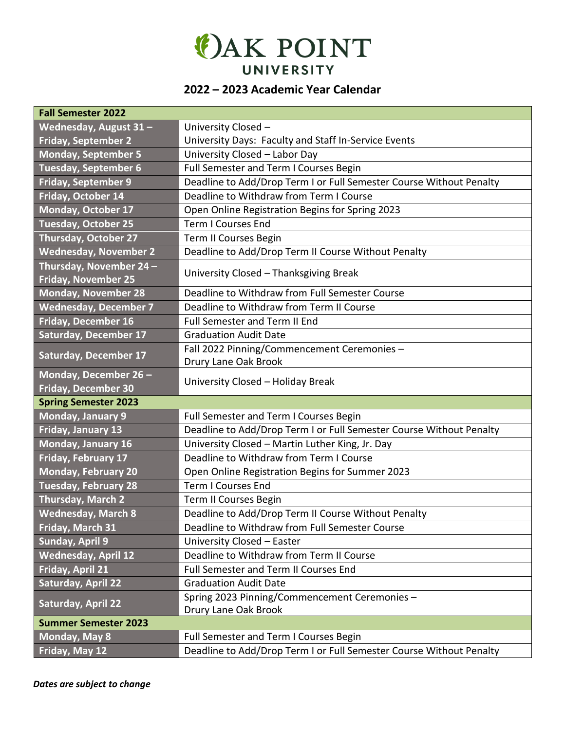# OAK POINT UNIVERSITY

## 2022 – 2023 Academic Year Calendar

| Fall Semester 2022 | |
|---|---|
| Wednesday, August 31 – Friday, September 2 | University Closed – University Days: Faculty and Staff In-Service Events |
| Monday, September 5 | University Closed – Labor Day |
| Tuesday, September 6 | Full Semester and Term I Courses Begin |
| Friday, September 9 | Deadline to Add/Drop Term I or Full Semester Course Without Penalty |
| Friday, October 14 | Deadline to Withdraw from Term I Course |
| Monday, October 17 | Open Online Registration Begins for Spring 2023 |
| Tuesday, October 25 | Term I Courses End |
| Thursday, October 27 | Term II Courses Begin |
| Wednesday, November 2 | Deadline to Add/Drop Term II Course Without Penalty |
| Thursday, November 24 – Friday, November 25 | University Closed – Thanksgiving Break |
| Monday, November 28 | Deadline to Withdraw from Full Semester Course |
| Wednesday, December 7 | Deadline to Withdraw from Term II Course |
| Friday, December 16 | Full Semester and Term II End |
| Saturday, December 17 | Graduation Audit Date |
| Saturday, December 17 | Fall 2022 Pinning/Commencement Ceremonies – Drury Lane Oak Brook |
| Monday, December 26 – Friday, December 30 | University Closed – Holiday Break |
| **Spring Semester 2023** | |
| Monday, January 9 | Full Semester and Term I Courses Begin |
| Friday, January 13 | Deadline to Add/Drop Term I or Full Semester Course Without Penalty |
| Monday, January 16 | University Closed – Martin Luther King, Jr. Day |
| Friday, February 17 | Deadline to Withdraw from Term I Course |
| Monday, February 20 | Open Online Registration Begins for Summer 2023 |
| Tuesday, February 28 | Term I Courses End |
| Thursday, March 2 | Term II Courses Begin |
| Wednesday, March 8 | Deadline to Add/Drop Term II Course Without Penalty |
| Friday, March 31 | Deadline to Withdraw from Full Semester Course |
| Sunday, April 9 | University Closed – Easter |
| Wednesday, April 12 | Deadline to Withdraw from Term II Course |
| Friday, April 21 | Full Semester and Term II Courses End |
| Saturday, April 22 | Graduation Audit Date |
| Saturday, April 22 | Spring 2023 Pinning/Commencement Ceremonies – Drury Lane Oak Brook |
| **Summer Semester 2023** | |
| Monday, May 8 | Full Semester and Term I Courses Begin |
| Friday, May 12 | Deadline to Add/Drop Term I or Full Semester Course Without Penalty |

***Dates are subject to change***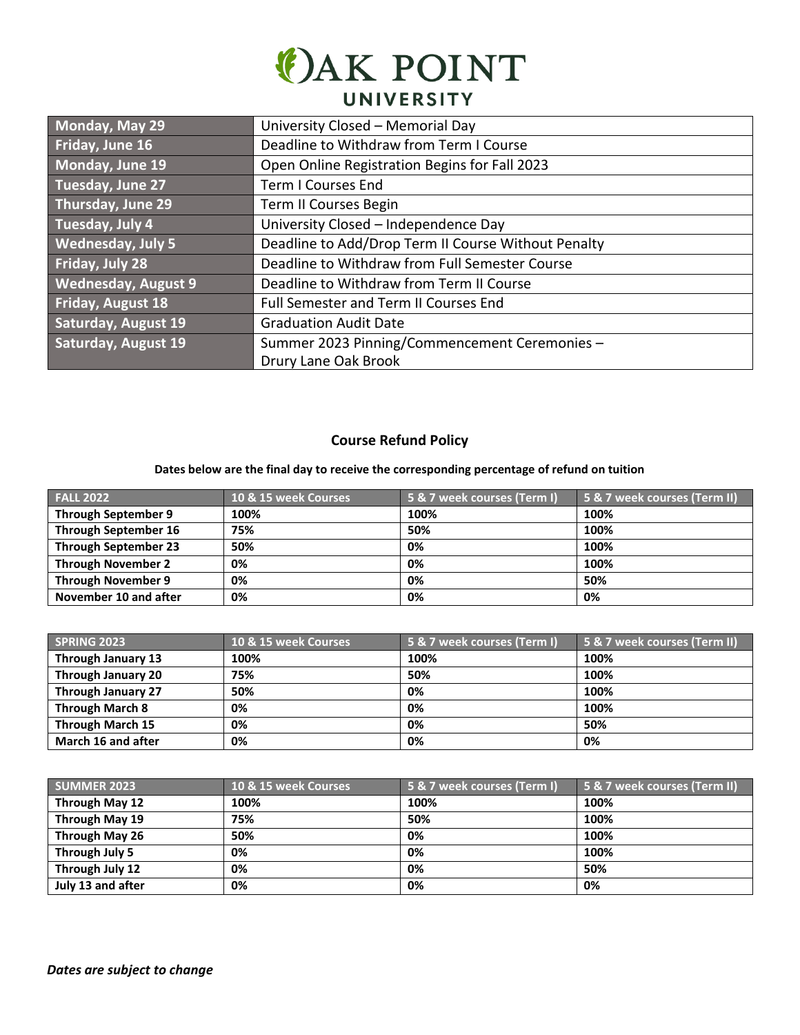# OAK POINT UNIVERSITY

| | |
|---|---|
| Monday, May 29 | University Closed – Memorial Day |
| Friday, June 16 | Deadline to Withdraw from Term I Course |
| Monday, June 19 | Open Online Registration Begins for Fall 2023 |
| Tuesday, June 27 | Term I Courses End |
| Thursday, June 29 | Term II Courses Begin |
| Tuesday, July 4 | University Closed – Independence Day |
| Wednesday, July 5 | Deadline to Add/Drop Term II Course Without Penalty |
| Friday, July 28 | Deadline to Withdraw from Full Semester Course |
| Wednesday, August 9 | Deadline to Withdraw from Term II Course |
| Friday, August 18 | Full Semester and Term II Courses End |
| Saturday, August 19 | Graduation Audit Date |
| Saturday, August 19 | Summer 2023 Pinning/Commencement Ceremonies – Drury Lane Oak Brook |

## Course Refund Policy

**Dates below are the final day to receive the corresponding percentage of refund on tuition**

| FALL 2022 | 10 & 15 week Courses | 5 & 7 week courses (Term I) | 5 & 7 week courses (Term II) |
|---|---|---|---|
| **Through September 9** | **100%** | **100%** | **100%** |
| **Through September 16** | **75%** | **50%** | **100%** |
| **Through September 23** | **50%** | **0%** | **100%** |
| **Through November 2** | **0%** | **0%** | **100%** |
| **Through November 9** | **0%** | **0%** | **50%** |
| **November 10 and after** | **0%** | **0%** | **0%** |

| SPRING 2023 | 10 & 15 week Courses | 5 & 7 week courses (Term I) | 5 & 7 week courses (Term II) |
|---|---|---|---|
| **Through January 13** | **100%** | **100%** | **100%** |
| **Through January 20** | **75%** | **50%** | **100%** |
| **Through January 27** | **50%** | **0%** | **100%** |
| **Through March 8** | **0%** | **0%** | **100%** |
| **Through March 15** | **0%** | **0%** | **50%** |
| **March 16 and after** | **0%** | **0%** | **0%** |

| SUMMER 2023 | 10 & 15 week Courses | 5 & 7 week courses (Term I) | 5 & 7 week courses (Term II) |
|---|---|---|---|
| **Through May 12** | **100%** | **100%** | **100%** |
| **Through May 19** | **75%** | **50%** | **100%** |
| **Through May 26** | **50%** | **0%** | **100%** |
| **Through July 5** | **0%** | **0%** | **100%** |
| **Through July 12** | **0%** | **0%** | **50%** |
| **July 13 and after** | **0%** | **0%** | **0%** |

***Dates are subject to change***